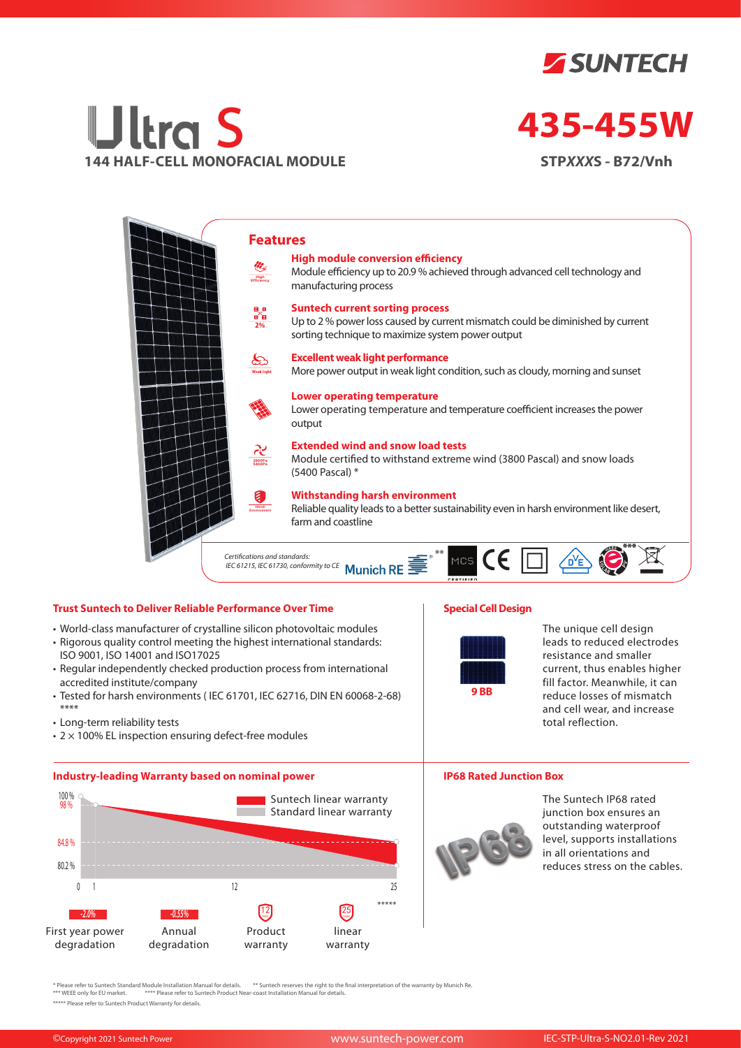# Ultra S

**144 HALF-CELL MONOFACIAL MODULE**

SUNTECH

# 435-455W

**STP*XXX*S - B72/Vnh**

## Features

**High module conversion efficiency**
Module efficiency up to 20.9 % achieved through advanced cell technology and manufacturing process

**Suntech current sorting process**
Up to 2 % power loss caused by current mismatch could be diminished by current sorting technique to maximize system power output

**Excellent weak light performance**
More power output in weak light condition, such as cloudy, morning and sunset

**Lower operating temperature**
Lower operating temperature and temperature coefficient increases the power output

**Extended wind and snow load tests**
Module certified to withstand extreme wind (3800 Pascal) and snow loads (5400 Pascal) *

**Withstanding harsh environment**
Reliable quality leads to a better sustainability even in harsh environment like desert, farm and coastline

*Certifications and standards:*
*IEC 61215, IEC 61730, conformity to CE*

Munich RE **  MCS  CE  ***

### Trust Suntech to Deliver Reliable Performance Over Time

- World-class manufacturer of crystalline silicon photovoltaic modules
- Rigorous quality control meeting the highest international standards: ISO 9001, ISO 14001 and ISO17025
- Regular independently checked production process from international accredited institute/company
- Tested for harsh environments ( IEC 61701, IEC 62716, DIN EN 60068-2-68) ****
- Long-term reliability tests
- 2 × 100% EL inspection ensuring defect-free modules

### Special Cell Design

9 BB

The unique cell design leads to reduced electrodes resistance and smaller current, thus enables higher fill factor. Meanwhile, it can reduce losses of mismatch and cell wear, and increase total reflection.

### Industry-leading Warranty based on nominal power

Suntech linear warranty
Standard linear warranty

100 %, 98 %, 84.8 %, 80.2 %; years 0, 1, 12, 25 *****

| -2.0% | -0.55% | 12 | 25 |
|---|---|---|---|
| First year power degradation | Annual degradation | Product warranty | linear warranty |

### IP68 Rated Junction Box

The Suntech IP68 rated junction box ensures an outstanding waterproof level, supports installations in all orientations and reduces stress on the cables.

\* Please refer to Suntech Standard Module Installation Manual for details. ** Suntech reserves the right to the final interpretation of the warranty by Munich Re.
*** WEEE only for EU market. **** Please refer to Suntech Product Near-coast Installation Manual for details.
***** Please refer to Suntech Product Warranty for details.

©Copyright 2021 Suntech Power www.suntech-power.com IEC-STP-Ultra-S-NO2.01-Rev 2021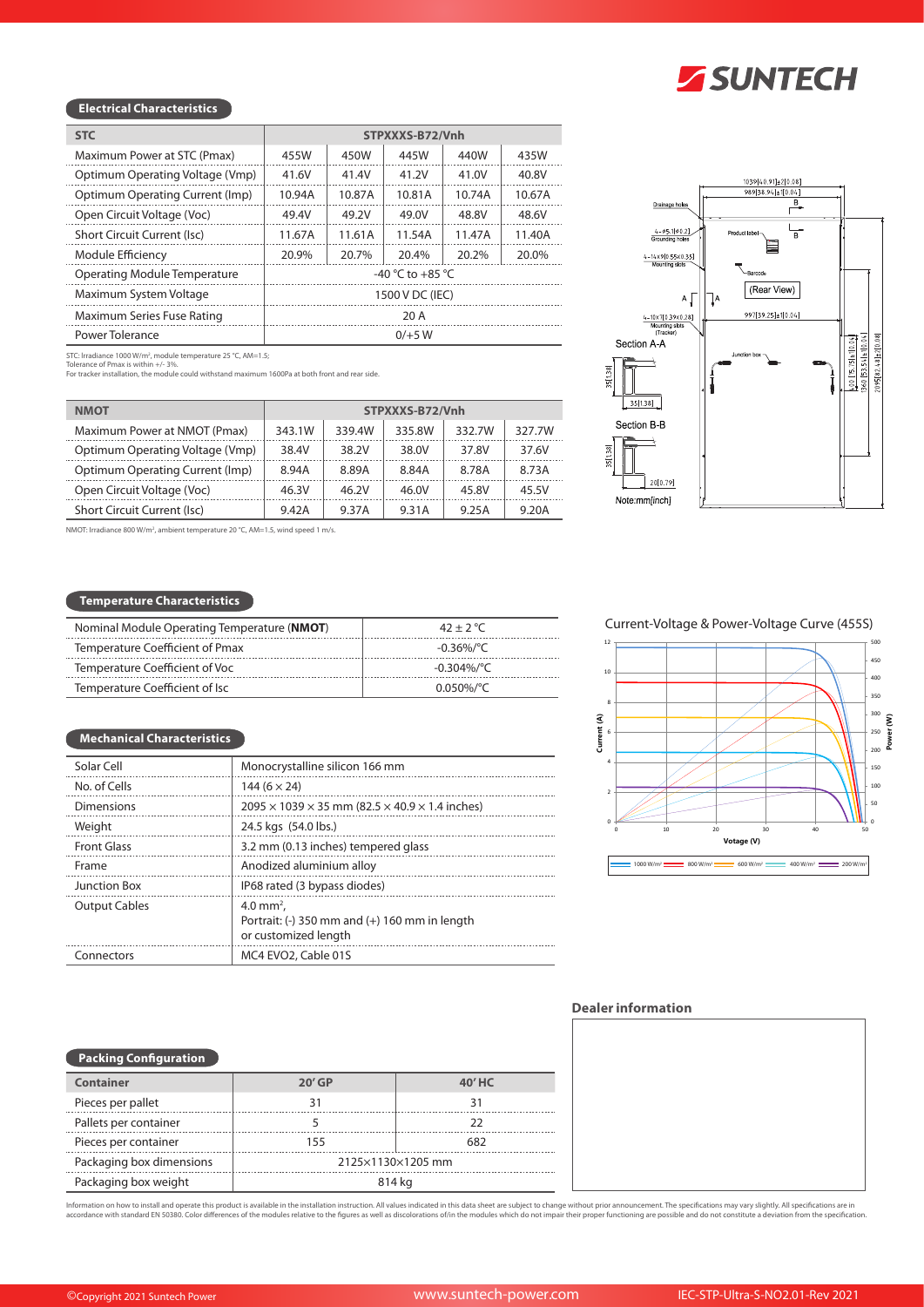SUNTECH

## Electrical Characteristics

| STC | STPXXXS-B72/Vnh | | | | |
|---|---|---|---|---|---|
| Maximum Power at STC (Pmax) | 455W | 450W | 445W | 440W | 435W |
| Optimum Operating Voltage (Vmp) | 41.6V | 41.4V | 41.2V | 41.0V | 40.8V |
| Optimum Operating Current (Imp) | 10.94A | 10.87A | 10.81A | 10.74A | 10.67A |
| Open Circuit Voltage (Voc) | 49.4V | 49.2V | 49.0V | 48.8V | 48.6V |
| Short Circuit Current (Isc) | 11.67A | 11.61A | 11.54A | 11.47A | 11.40A |
| Module Efficiency | 20.9% | 20.7% | 20.4% | 20.2% | 20.0% |
| Operating Module Temperature | -40 °C to +85 °C | | | | |
| Maximum System Voltage | 1500 V DC (IEC) | | | | |
| Maximum Series Fuse Rating | 20 A | | | | |
| Power Tolerance | 0/+5 W | | | | |

STC: Irradiance 1000 W/m², module temperature 25 °C, AM=1.5;
Tolerance of Pmax is within +/- 3%.
For tracker installation, the module could withstand maximum 1600Pa at both front and rear side.

| NMOT | STPXXXS-B72/Vnh | | | | |
|---|---|---|---|---|---|
| Maximum Power at NMOT (Pmax) | 343.1W | 339.4W | 335.8W | 332.7W | 327.7W |
| Optimum Operating Voltage (Vmp) | 38.4V | 38.2V | 38.0V | 37.8V | 37.6V |
| Optimum Operating Current (Imp) | 8.94A | 8.89A | 8.84A | 8.78A | 8.73A |
| Open Circuit Voltage (Voc) | 46.3V | 46.2V | 46.0V | 45.8V | 45.5V |
| Short Circuit Current (Isc) | 9.42A | 9.37A | 9.31A | 9.25A | 9.20A |

NMOT: Irradiance 800 W/m², ambient temperature 20 °C, AM=1.5, wind speed 1 m/s.

1039[40.91]±2[0.08]
989[38.94]±1[0.04]
Drainage holes
4-Φ5.1[Φ0.2] Grounding holes
4-14×9[0.55×0.35] Mounting slots
4-10×7[0.39×0.28] Mounting slots (Tracker)
Product label
Barcode
(Rear View)
997[39.25]±1[0.04]
Junction box
400[15.75]±1[0.04]
1360[53.54]±1[0.04]
2095[82.48]±2[0.08]
Section A-A
35[1.38]
35[1.38]
Section B-B
35[1.38]
20[0.79]
Note:mm[inch]

## Temperature Characteristics

| | |
|---|---|
| Nominal Module Operating Temperature (**NMOT**) | 42 ± 2 °C |
| Temperature Coefficient of Pmax | -0.36%/°C |
| Temperature Coefficient of Voc | -0.304%/°C |
| Temperature Coefficient of Isc | 0.050%/°C |

Current-Voltage & Power-Voltage Curve (455S)

Current (A)
Power (W)
Votage (V)
1000 W/m² 800 W/m² 600 W/m² 400 W/m² 200 W/m²

## Mechanical Characteristics

| | |
|---|---|
| Solar Cell | Monocrystalline silicon 166 mm |
| No. of Cells | 144 (6 × 24) |
| Dimensions | 2095 × 1039 × 35 mm (82.5 × 40.9 × 1.4 inches) |
| Weight | 24.5 kgs (54.0 lbs.) |
| Front Glass | 3.2 mm (0.13 inches) tempered glass |
| Frame | Anodized aluminium alloy |
| Junction Box | IP68 rated (3 bypass diodes) |
| Output Cables | 4.0 mm², Portrait: (-) 350 mm and (+) 160 mm in length or customized length |
| Connectors | MC4 EVO2, Cable 01S |

## Packing Configuration

| Container | 20' GP | 40' HC |
|---|---|---|
| Pieces per pallet | 31 | 31 |
| Pallets per container | 5 | 22 |
| Pieces per container | 155 | 682 |
| Packaging box dimensions | 2125×1130×1205 mm | |
| Packaging box weight | 814 kg | |

## Dealer information

Information on how to install and operate this product is available in the installation instruction. All values indicated in this data sheet are subject to change without prior announcement. The specifications may vary slightly. All specifications are in accordance with standard EN 50380. Color differences of the modules relative to the figures as well as discolorations of/in the modules which do not impair their proper functioning are possible and do not constitute a deviation from the specification.

©Copyright 2021 Suntech Power www.suntech-power.com IEC-STP-Ultra-S-NO2.01-Rev 2021